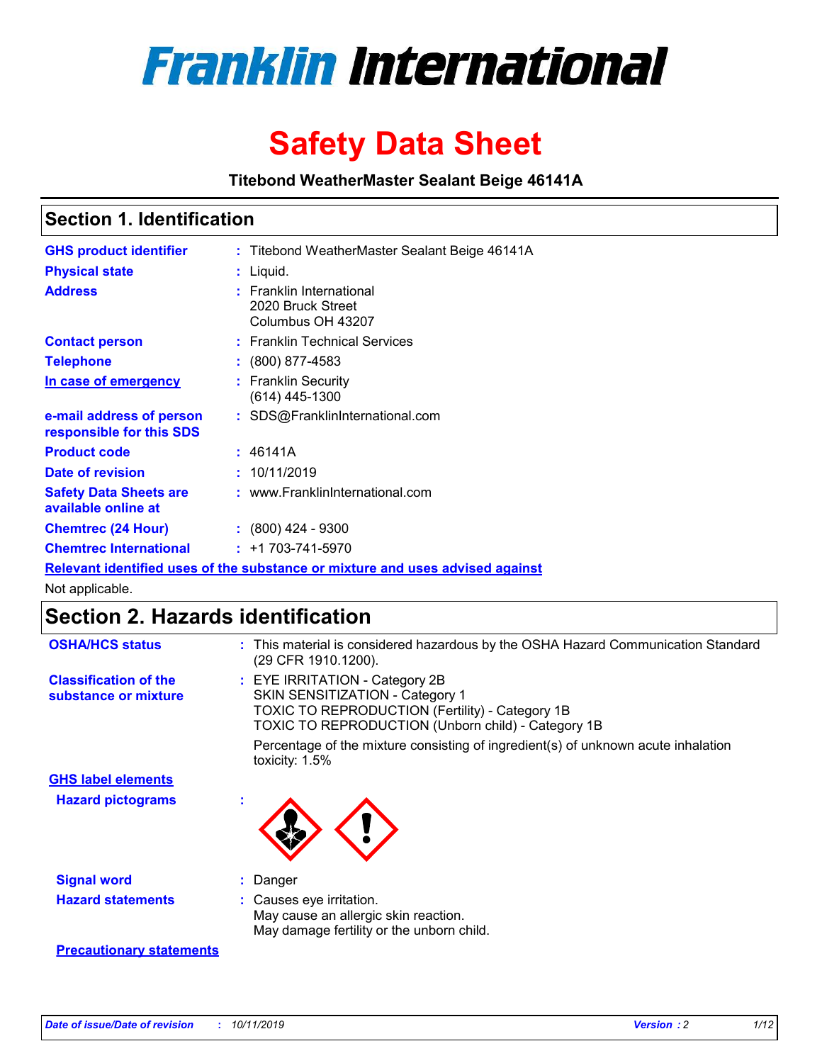# Franklin International

# Safety Data Sheet

**Titebond WeatherMaster Sealant Beige 46141A**

## Section 1. Identification

| | | |
|---|---|---|
| **GHS product identifier** | : | Titebond WeatherMaster Sealant Beige 46141A |
| **Physical state** | : | Liquid. |
| **Address** | : | Franklin International<br>2020 Bruck Street<br>Columbus OH 43207 |
| **Contact person** | : | Franklin Technical Services |
| **Telephone** | : | (800) 877-4583 |
| **In case of emergency** | : | Franklin Security<br>(614) 445-1300 |
| **e-mail address of person responsible for this SDS** | : | SDS@FranklinInternational.com |
| **Product code** | : | 46141A |
| **Date of revision** | : | 10/11/2019 |
| **Safety Data Sheets are available online at** | : | www.FranklinInternational.com |
| **Chemtrec (24 Hour)** | : | (800) 424 - 9300 |
| **Chemtrec International** | : | +1 703-741-5970 |

**Relevant identified uses of the substance or mixture and uses advised against**

Not applicable.

## Section 2. Hazards identification

| | | |
|---|---|---|
| **OSHA/HCS status** | : | This material is considered hazardous by the OSHA Hazard Communication Standard (29 CFR 1910.1200). |
| **Classification of the substance or mixture** | : | EYE IRRITATION - Category 2B<br>SKIN SENSITIZATION - Category 1<br>TOXIC TO REPRODUCTION (Fertility) - Category 1B<br>TOXIC TO REPRODUCTION (Unborn child) - Category 1B<br><br>Percentage of the mixture consisting of ingredient(s) of unknown acute inhalation toxicity: 1.5% |

**GHS label elements**

| | | |
|---|---|---|
| **Hazard pictograms** | : | |
| **Signal word** | : | Danger |
| **Hazard statements** | : | Causes eye irritation.<br>May cause an allergic skin reaction.<br>May damage fertility or the unborn child. |

**Precautionary statements**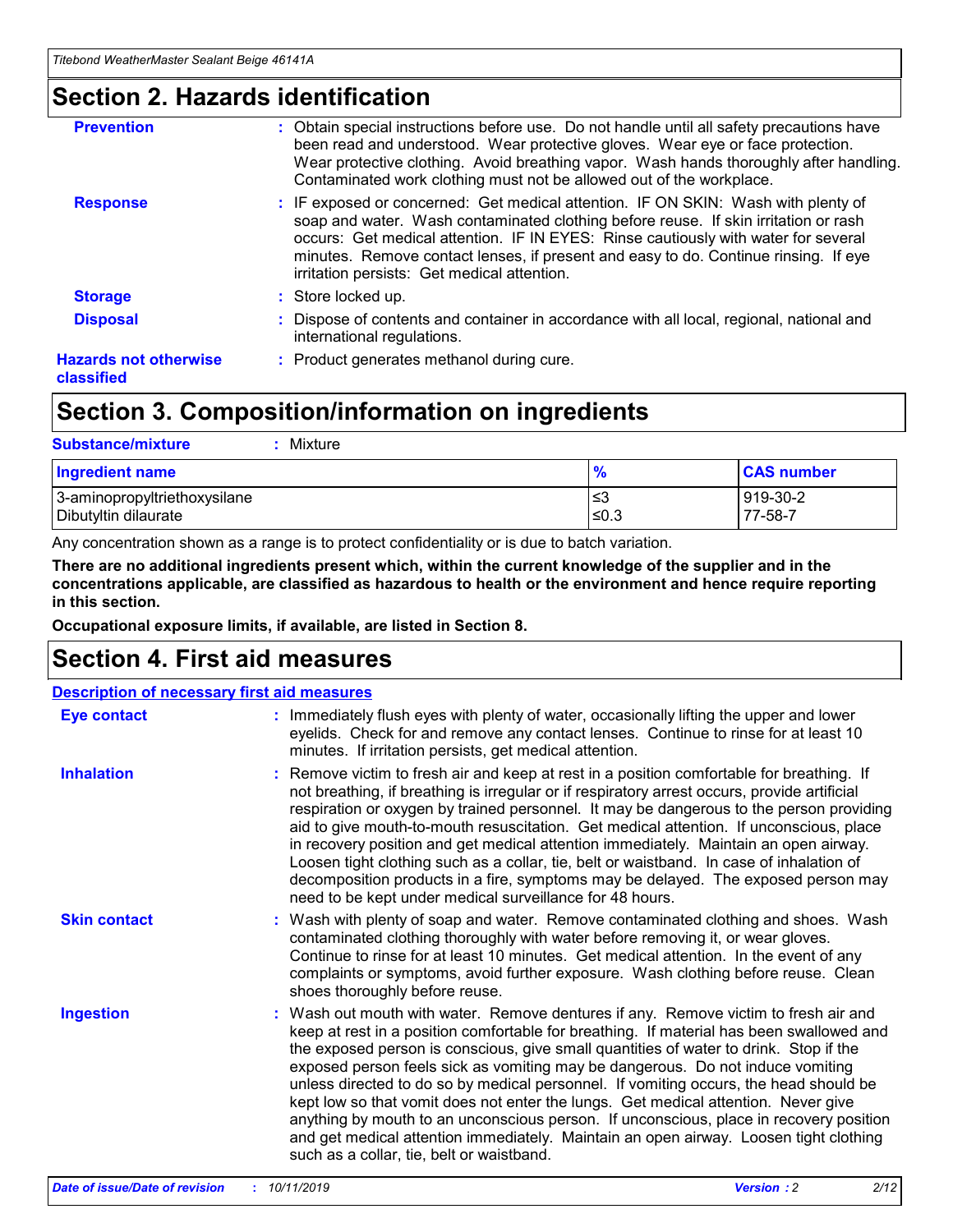# Section 2. Hazards identification

**Prevention** : Obtain special instructions before use. Do not handle until all safety precautions have been read and understood. Wear protective gloves. Wear eye or face protection. Wear protective clothing. Avoid breathing vapor. Wash hands thoroughly after handling. Contaminated work clothing must not be allowed out of the workplace.

**Response** : IF exposed or concerned: Get medical attention. IF ON SKIN: Wash with plenty of soap and water. Wash contaminated clothing before reuse. If skin irritation or rash occurs: Get medical attention. IF IN EYES: Rinse cautiously with water for several minutes. Remove contact lenses, if present and easy to do. Continue rinsing. If eye irritation persists: Get medical attention.

**Storage** : Store locked up.

**Disposal** : Dispose of contents and container in accordance with all local, regional, national and international regulations.

**Hazards not otherwise classified** : Product generates methanol during cure.

# Section 3. Composition/information on ingredients

**Substance/mixture** : Mixture

| Ingredient name | % | CAS number |
|---|---|---|
| 3-aminopropyltriethoxysilane | ≤3 | 919-30-2 |
| Dibutyltin dilaurate | ≤0.3 | 77-58-7 |

Any concentration shown as a range is to protect confidentiality or is due to batch variation.

**There are no additional ingredients present which, within the current knowledge of the supplier and in the concentrations applicable, are classified as hazardous to health or the environment and hence require reporting in this section.**

**Occupational exposure limits, if available, are listed in Section 8.**

# Section 4. First aid measures

## Description of necessary first aid measures

**Eye contact** : Immediately flush eyes with plenty of water, occasionally lifting the upper and lower eyelids. Check for and remove any contact lenses. Continue to rinse for at least 10 minutes. If irritation persists, get medical attention.

**Inhalation** : Remove victim to fresh air and keep at rest in a position comfortable for breathing. If not breathing, if breathing is irregular or if respiratory arrest occurs, provide artificial respiration or oxygen by trained personnel. It may be dangerous to the person providing aid to give mouth-to-mouth resuscitation. Get medical attention. If unconscious, place in recovery position and get medical attention immediately. Maintain an open airway. Loosen tight clothing such as a collar, tie, belt or waistband. In case of inhalation of decomposition products in a fire, symptoms may be delayed. The exposed person may need to be kept under medical surveillance for 48 hours.

**Skin contact** : Wash with plenty of soap and water. Remove contaminated clothing and shoes. Wash contaminated clothing thoroughly with water before removing it, or wear gloves. Continue to rinse for at least 10 minutes. Get medical attention. In the event of any complaints or symptoms, avoid further exposure. Wash clothing before reuse. Clean shoes thoroughly before reuse.

**Ingestion** : Wash out mouth with water. Remove dentures if any. Remove victim to fresh air and keep at rest in a position comfortable for breathing. If material has been swallowed and the exposed person is conscious, give small quantities of water to drink. Stop if the exposed person feels sick as vomiting may be dangerous. Do not induce vomiting unless directed to do so by medical personnel. If vomiting occurs, the head should be kept low so that vomit does not enter the lungs. Get medical attention. Never give anything by mouth to an unconscious person. If unconscious, place in recovery position and get medical attention immediately. Maintain an open airway. Loosen tight clothing such as a collar, tie, belt or waistband.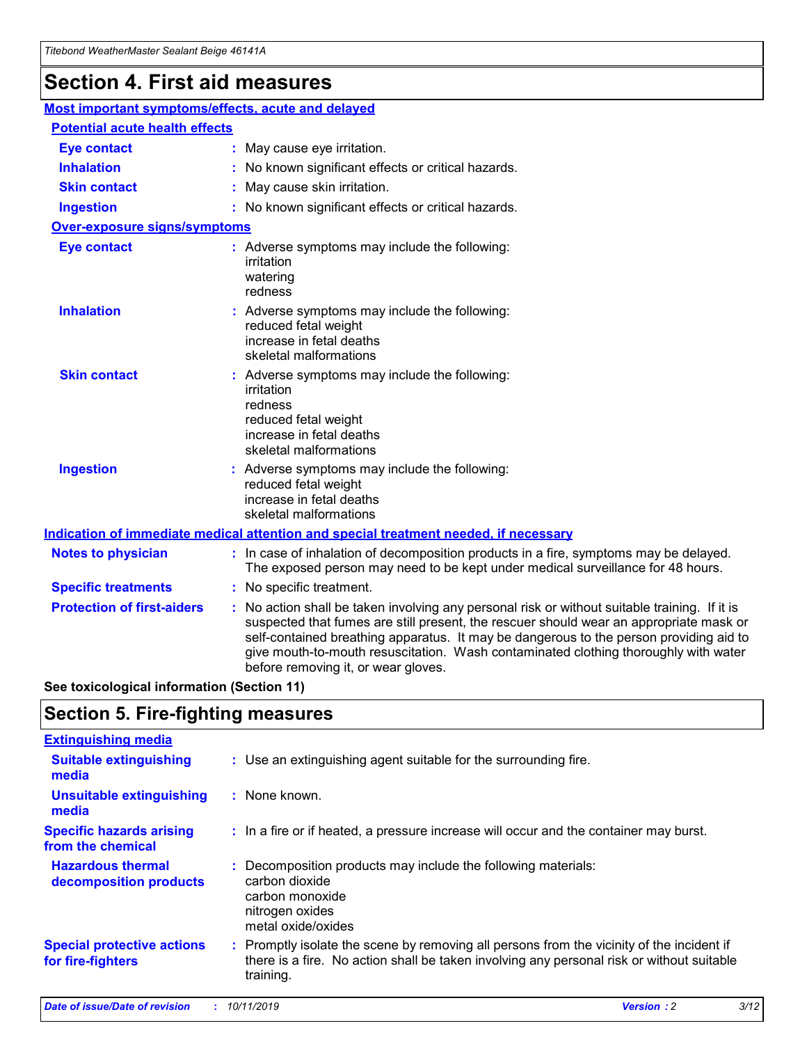# Section 4. First aid measures

## Most important symptoms/effects, acute and delayed

### Potential acute health effects

**Eye contact** : May cause eye irritation.

**Inhalation** : No known significant effects or critical hazards.

**Skin contact** : May cause skin irritation.

**Ingestion** : No known significant effects or critical hazards.

### Over-exposure signs/symptoms

**Eye contact** : Adverse symptoms may include the following:
irritation
watering
redness

**Inhalation** : Adverse symptoms may include the following:
reduced fetal weight
increase in fetal deaths
skeletal malformations

**Skin contact** : Adverse symptoms may include the following:
irritation
redness
reduced fetal weight
increase in fetal deaths
skeletal malformations

**Ingestion** : Adverse symptoms may include the following:
reduced fetal weight
increase in fetal deaths
skeletal malformations

## Indication of immediate medical attention and special treatment needed, if necessary

**Notes to physician** : In case of inhalation of decomposition products in a fire, symptoms may be delayed. The exposed person may need to be kept under medical surveillance for 48 hours.

**Specific treatments** : No specific treatment.

**Protection of first-aiders** : No action shall be taken involving any personal risk or without suitable training. If it is suspected that fumes are still present, the rescuer should wear an appropriate mask or self-contained breathing apparatus. It may be dangerous to the person providing aid to give mouth-to-mouth resuscitation. Wash contaminated clothing thoroughly with water before removing it, or wear gloves.

**See toxicological information (Section 11)**

# Section 5. Fire-fighting measures

## Extinguishing media

**Suitable extinguishing media** : Use an extinguishing agent suitable for the surrounding fire.

**Unsuitable extinguishing media** : None known.

**Specific hazards arising from the chemical** : In a fire or if heated, a pressure increase will occur and the container may burst.

**Hazardous thermal decomposition products** : Decomposition products may include the following materials:
carbon dioxide
carbon monoxide
nitrogen oxides
metal oxide/oxides

**Special protective actions for fire-fighters** : Promptly isolate the scene by removing all persons from the vicinity of the incident if there is a fire. No action shall be taken involving any personal risk or without suitable training.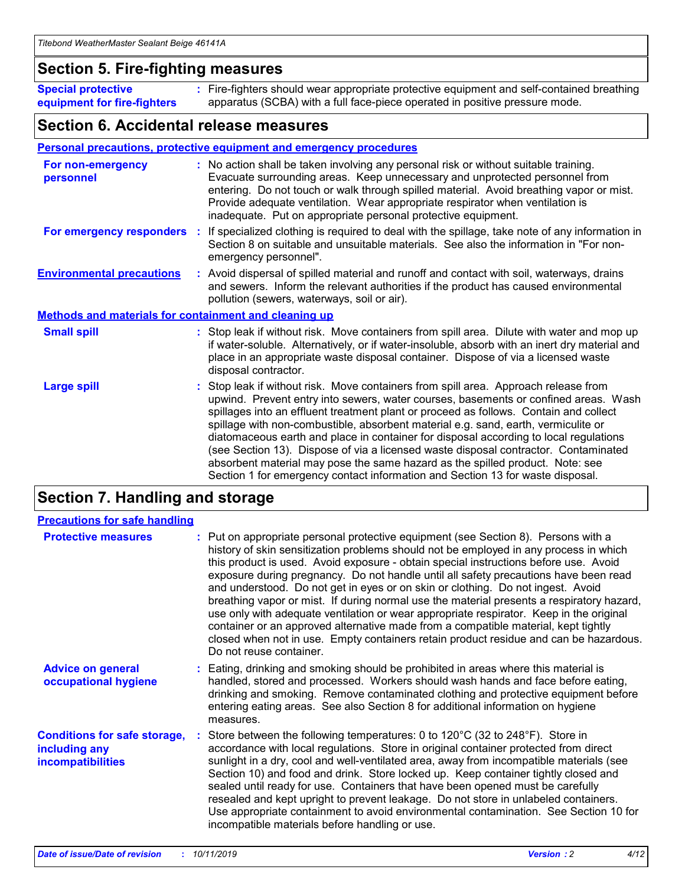## Section 5. Fire-fighting measures

**Special protective equipment for fire-fighters** : Fire-fighters should wear appropriate protective equipment and self-contained breathing apparatus (SCBA) with a full face-piece operated in positive pressure mode.

## Section 6. Accidental release measures

### Personal precautions, protective equipment and emergency procedures

**For non-emergency personnel** : No action shall be taken involving any personal risk or without suitable training. Evacuate surrounding areas. Keep unnecessary and unprotected personnel from entering. Do not touch or walk through spilled material. Avoid breathing vapor or mist. Provide adequate ventilation. Wear appropriate respirator when ventilation is inadequate. Put on appropriate personal protective equipment.

**For emergency responders** : If specialized clothing is required to deal with the spillage, take note of any information in Section 8 on suitable and unsuitable materials. See also the information in "For non-emergency personnel".

**Environmental precautions** : Avoid dispersal of spilled material and runoff and contact with soil, waterways, drains and sewers. Inform the relevant authorities if the product has caused environmental pollution (sewers, waterways, soil or air).

### Methods and materials for containment and cleaning up

**Small spill** : Stop leak if without risk. Move containers from spill area. Dilute with water and mop up if water-soluble. Alternatively, or if water-insoluble, absorb with an inert dry material and place in an appropriate waste disposal container. Dispose of via a licensed waste disposal contractor.

**Large spill** : Stop leak if without risk. Move containers from spill area. Approach release from upwind. Prevent entry into sewers, water courses, basements or confined areas. Wash spillages into an effluent treatment plant or proceed as follows. Contain and collect spillage with non-combustible, absorbent material e.g. sand, earth, vermiculite or diatomaceous earth and place in container for disposal according to local regulations (see Section 13). Dispose of via a licensed waste disposal contractor. Contaminated absorbent material may pose the same hazard as the spilled product. Note: see Section 1 for emergency contact information and Section 13 for waste disposal.

## Section 7. Handling and storage

### Precautions for safe handling

**Protective measures** : Put on appropriate personal protective equipment (see Section 8). Persons with a history of skin sensitization problems should not be employed in any process in which this product is used. Avoid exposure - obtain special instructions before use. Avoid exposure during pregnancy. Do not handle until all safety precautions have been read and understood. Do not get in eyes or on skin or clothing. Do not ingest. Avoid breathing vapor or mist. If during normal use the material presents a respiratory hazard, use only with adequate ventilation or wear appropriate respirator. Keep in the original container or an approved alternative made from a compatible material, kept tightly closed when not in use. Empty containers retain product residue and can be hazardous. Do not reuse container.

**Advice on general occupational hygiene** : Eating, drinking and smoking should be prohibited in areas where this material is handled, stored and processed. Workers should wash hands and face before eating, drinking and smoking. Remove contaminated clothing and protective equipment before entering eating areas. See also Section 8 for additional information on hygiene measures.

**Conditions for safe storage, including any incompatibilities** : Store between the following temperatures: 0 to 120°C (32 to 248°F). Store in accordance with local regulations. Store in original container protected from direct sunlight in a dry, cool and well-ventilated area, away from incompatible materials (see Section 10) and food and drink. Store locked up. Keep container tightly closed and sealed until ready for use. Containers that have been opened must be carefully resealed and kept upright to prevent leakage. Do not store in unlabeled containers. Use appropriate containment to avoid environmental contamination. See Section 10 for incompatible materials before handling or use.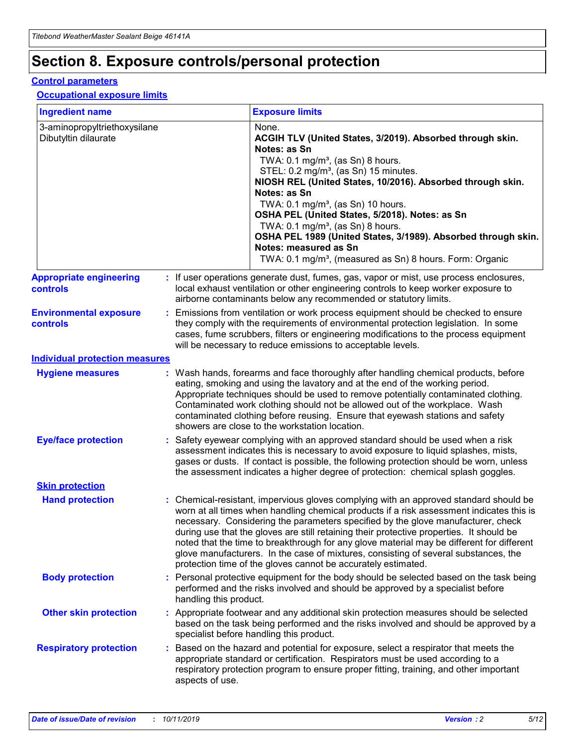# Section 8. Exposure controls/personal protection

## Control parameters

### Occupational exposure limits

| Ingredient name | Exposure limits |
| --- | --- |
| 3-aminopropyltriethoxysilane<br>Dibutyltin dilaurate | None.<br>**ACGIH TLV (United States, 3/2019). Absorbed through skin. Notes: as Sn**<br>TWA: 0.1 mg/m³, (as Sn) 8 hours.<br>STEL: 0.2 mg/m³, (as Sn) 15 minutes.<br>**NIOSH REL (United States, 10/2016). Absorbed through skin. Notes: as Sn**<br>TWA: 0.1 mg/m³, (as Sn) 10 hours.<br>**OSHA PEL (United States, 5/2018). Notes: as Sn**<br>TWA: 0.1 mg/m³, (as Sn) 8 hours.<br>**OSHA PEL 1989 (United States, 3/1989). Absorbed through skin. Notes: measured as Sn**<br>TWA: 0.1 mg/m³, (measured as Sn) 8 hours. Form: Organic |

**Appropriate engineering controls** : If user operations generate dust, fumes, gas, vapor or mist, use process enclosures, local exhaust ventilation or other engineering controls to keep worker exposure to airborne contaminants below any recommended or statutory limits.

**Environmental exposure controls** : Emissions from ventilation or work process equipment should be checked to ensure they comply with the requirements of environmental protection legislation. In some cases, fume scrubbers, filters or engineering modifications to the process equipment will be necessary to reduce emissions to acceptable levels.

## Individual protection measures

**Hygiene measures** : Wash hands, forearms and face thoroughly after handling chemical products, before eating, smoking and using the lavatory and at the end of the working period. Appropriate techniques should be used to remove potentially contaminated clothing. Contaminated work clothing should not be allowed out of the workplace. Wash contaminated clothing before reusing. Ensure that eyewash stations and safety showers are close to the workstation location.

**Eye/face protection** : Safety eyewear complying with an approved standard should be used when a risk assessment indicates this is necessary to avoid exposure to liquid splashes, mists, gases or dusts. If contact is possible, the following protection should be worn, unless the assessment indicates a higher degree of protection: chemical splash goggles.

### Skin protection

**Hand protection** : Chemical-resistant, impervious gloves complying with an approved standard should be worn at all times when handling chemical products if a risk assessment indicates this is necessary. Considering the parameters specified by the glove manufacturer, check during use that the gloves are still retaining their protective properties. It should be noted that the time to breakthrough for any glove material may be different for different glove manufacturers. In the case of mixtures, consisting of several substances, the protection time of the gloves cannot be accurately estimated.

**Body protection** : Personal protective equipment for the body should be selected based on the task being performed and the risks involved and should be approved by a specialist before handling this product.

**Other skin protection** : Appropriate footwear and any additional skin protection measures should be selected based on the task being performed and the risks involved and should be approved by a specialist before handling this product.

**Respiratory protection** : Based on the hazard and potential for exposure, select a respirator that meets the appropriate standard or certification. Respirators must be used according to a respiratory protection program to ensure proper fitting, training, and other important aspects of use.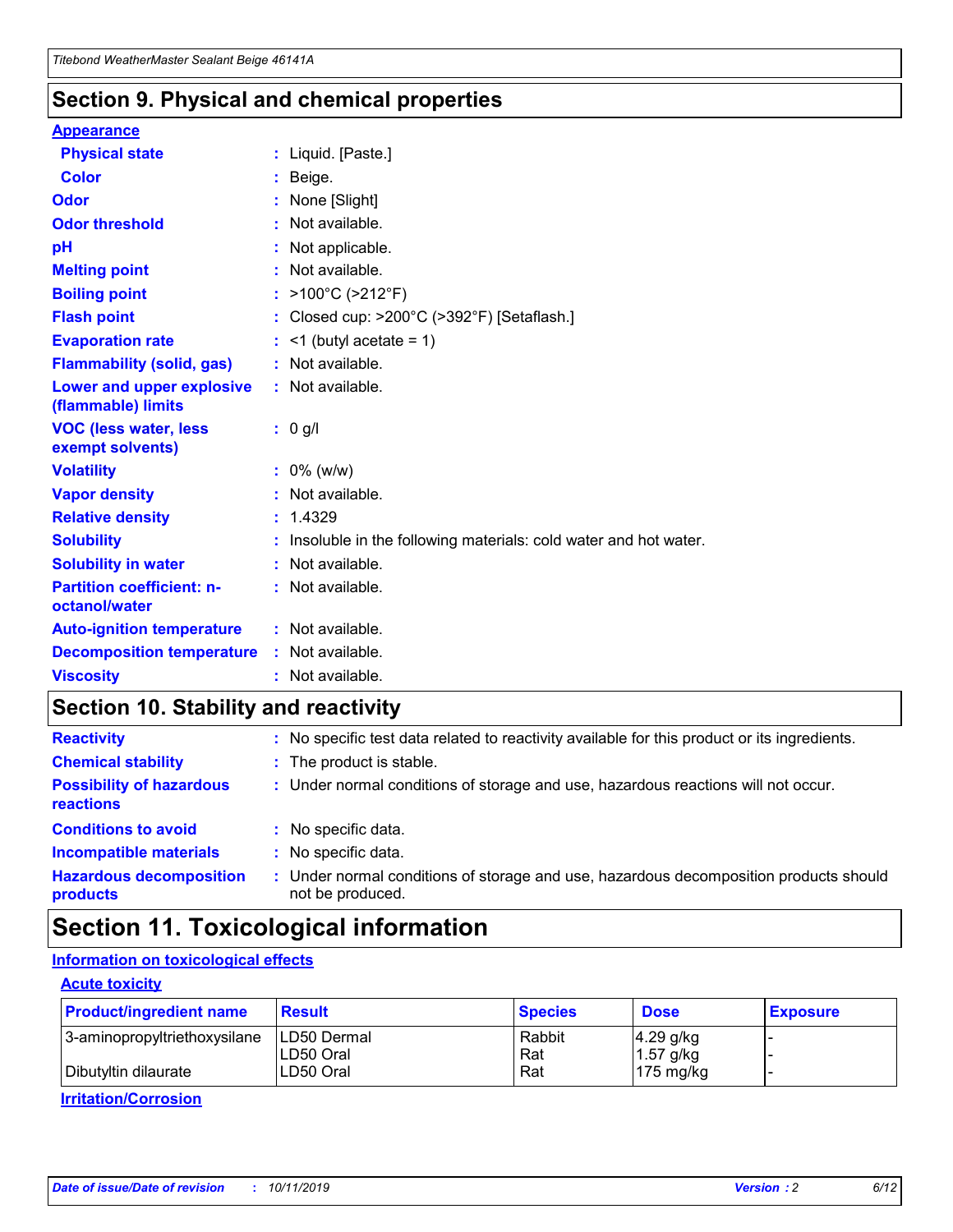## Section 9. Physical and chemical properties

### Appearance

| | | |
|---|---|---|
| **Physical state** | : | Liquid. [Paste.] |
| **Color** | : | Beige. |
| **Odor** | : | None [Slight] |
| **Odor threshold** | : | Not available. |
| **pH** | : | Not applicable. |
| **Melting point** | : | Not available. |
| **Boiling point** | : | >100°C (>212°F) |
| **Flash point** | : | Closed cup: >200°C (>392°F) [Setaflash.] |
| **Evaporation rate** | : | <1 (butyl acetate = 1) |
| **Flammability (solid, gas)** | : | Not available. |
| **Lower and upper explosive (flammable) limits** | : | Not available. |
| **VOC (less water, less exempt solvents)** | : | 0 g/l |
| **Volatility** | : | 0% (w/w) |
| **Vapor density** | : | Not available. |
| **Relative density** | : | 1.4329 |
| **Solubility** | : | Insoluble in the following materials: cold water and hot water. |
| **Solubility in water** | : | Not available. |
| **Partition coefficient: n-octanol/water** | : | Not available. |
| **Auto-ignition temperature** | : | Not available. |
| **Decomposition temperature** | : | Not available. |
| **Viscosity** | : | Not available. |

## Section 10. Stability and reactivity

| | | |
|---|---|---|
| **Reactivity** | : | No specific test data related to reactivity available for this product or its ingredients. |
| **Chemical stability** | : | The product is stable. |
| **Possibility of hazardous reactions** | : | Under normal conditions of storage and use, hazardous reactions will not occur. |
| **Conditions to avoid** | : | No specific data. |
| **Incompatible materials** | : | No specific data. |
| **Hazardous decomposition products** | : | Under normal conditions of storage and use, hazardous decomposition products should not be produced. |

## Section 11. Toxicological information

### Information on toxicological effects

#### Acute toxicity

| Product/ingredient name | Result | Species | Dose | Exposure |
|---|---|---|---|---|
| 3-aminopropyltriethoxysilane | LD50 Dermal | Rabbit | 4.29 g/kg | - |
| | LD50 Oral | Rat | 1.57 g/kg | - |
| Dibutyltin dilaurate | LD50 Oral | Rat | 175 mg/kg | - |

#### Irritation/Corrosion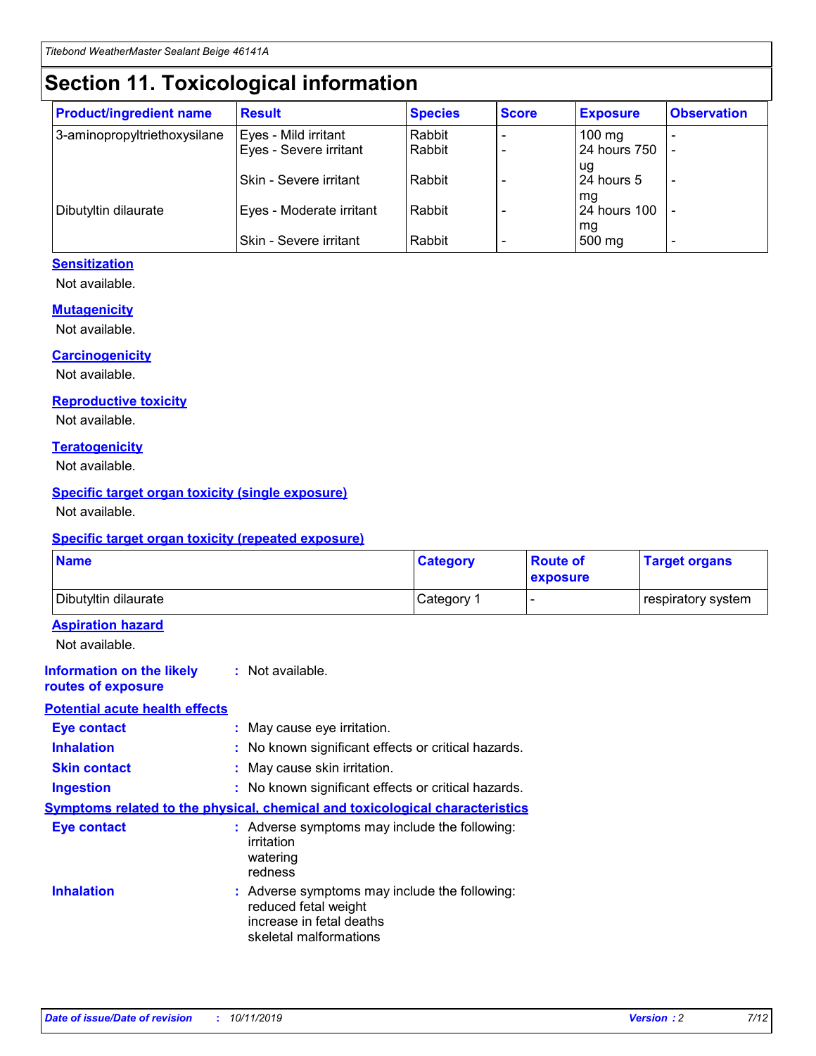# Section 11. Toxicological information

| Product/ingredient name | Result | Species | Score | Exposure | Observation |
| --- | --- | --- | --- | --- | --- |
| 3-aminopropyltriethoxysilane | Eyes - Mild irritant | Rabbit | - | 100 mg | - |
| | Eyes - Severe irritant | Rabbit | - | 24 hours 750 ug | - |
| | Skin - Severe irritant | Rabbit | - | 24 hours 5 mg | - |
| Dibutyltin dilaurate | Eyes - Moderate irritant | Rabbit | - | 24 hours 100 mg | - |
| | Skin - Severe irritant | Rabbit | - | 500 mg | - |

### Sensitization

Not available.

### Mutagenicity

Not available.

### Carcinogenicity

Not available.

### Reproductive toxicity

Not available.

### Teratogenicity

Not available.

### Specific target organ toxicity (single exposure)

Not available.

### Specific target organ toxicity (repeated exposure)

| Name | Category | Route of exposure | Target organs |
| --- | --- | --- | --- |
| Dibutyltin dilaurate | Category 1 | - | respiratory system |

### Aspiration hazard

Not available.

**Information on the likely routes of exposure** : Not available.

### Potential acute health effects

**Eye contact** : May cause eye irritation.

**Inhalation** : No known significant effects or critical hazards.

**Skin contact** : May cause skin irritation.

**Ingestion** : No known significant effects or critical hazards.

### Symptoms related to the physical, chemical and toxicological characteristics

**Eye contact** : Adverse symptoms may include the following:
irritation
watering
redness

**Inhalation** : Adverse symptoms may include the following:
reduced fetal weight
increase in fetal deaths
skeletal malformations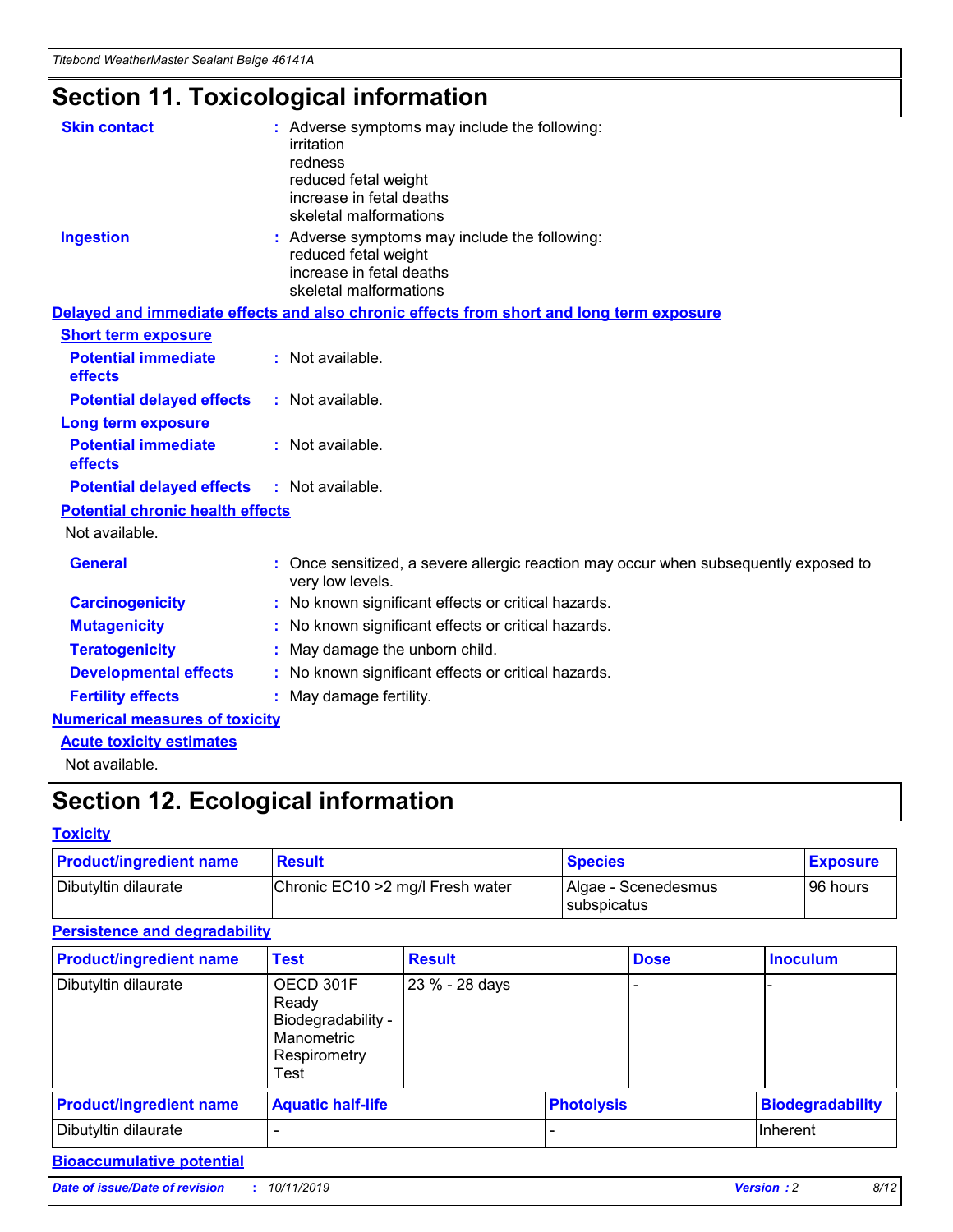# Section 11. Toxicological information

**Skin contact** : Adverse symptoms may include the following:
irritation
redness
reduced fetal weight
increase in fetal deaths
skeletal malformations

**Ingestion** : Adverse symptoms may include the following:
reduced fetal weight
increase in fetal deaths
skeletal malformations

## Delayed and immediate effects and also chronic effects from short and long term exposure

### Short term exposure

**Potential immediate effects** : Not available.

**Potential delayed effects** : Not available.

### Long term exposure

**Potential immediate effects** : Not available.

**Potential delayed effects** : Not available.

### Potential chronic health effects

Not available.

**General** : Once sensitized, a severe allergic reaction may occur when subsequently exposed to very low levels.

**Carcinogenicity** : No known significant effects or critical hazards.

**Mutagenicity** : No known significant effects or critical hazards.

**Teratogenicity** : May damage the unborn child.

**Developmental effects** : No known significant effects or critical hazards.

**Fertility effects** : May damage fertility.

## Numerical measures of toxicity

### Acute toxicity estimates

Not available.

# Section 12. Ecological information

## Toxicity

| Product/ingredient name | Result | Species | Exposure |
|---|---|---|---|
| Dibutyltin dilaurate | Chronic EC10 >2 mg/l Fresh water | Algae - Scenedesmus subspicatus | 96 hours |

## Persistence and degradability

| Product/ingredient name | Test | Result | Dose | Inoculum |
|---|---|---|---|---|
| Dibutyltin dilaurate | OECD 301F Ready Biodegradability - Manometric Respirometry Test | 23 % - 28 days | - | - |

| Product/ingredient name | Aquatic half-life | Photolysis | Biodegradability |
|---|---|---|---|
| Dibutyltin dilaurate | - | - | Inherent |

## Bioaccumulative potential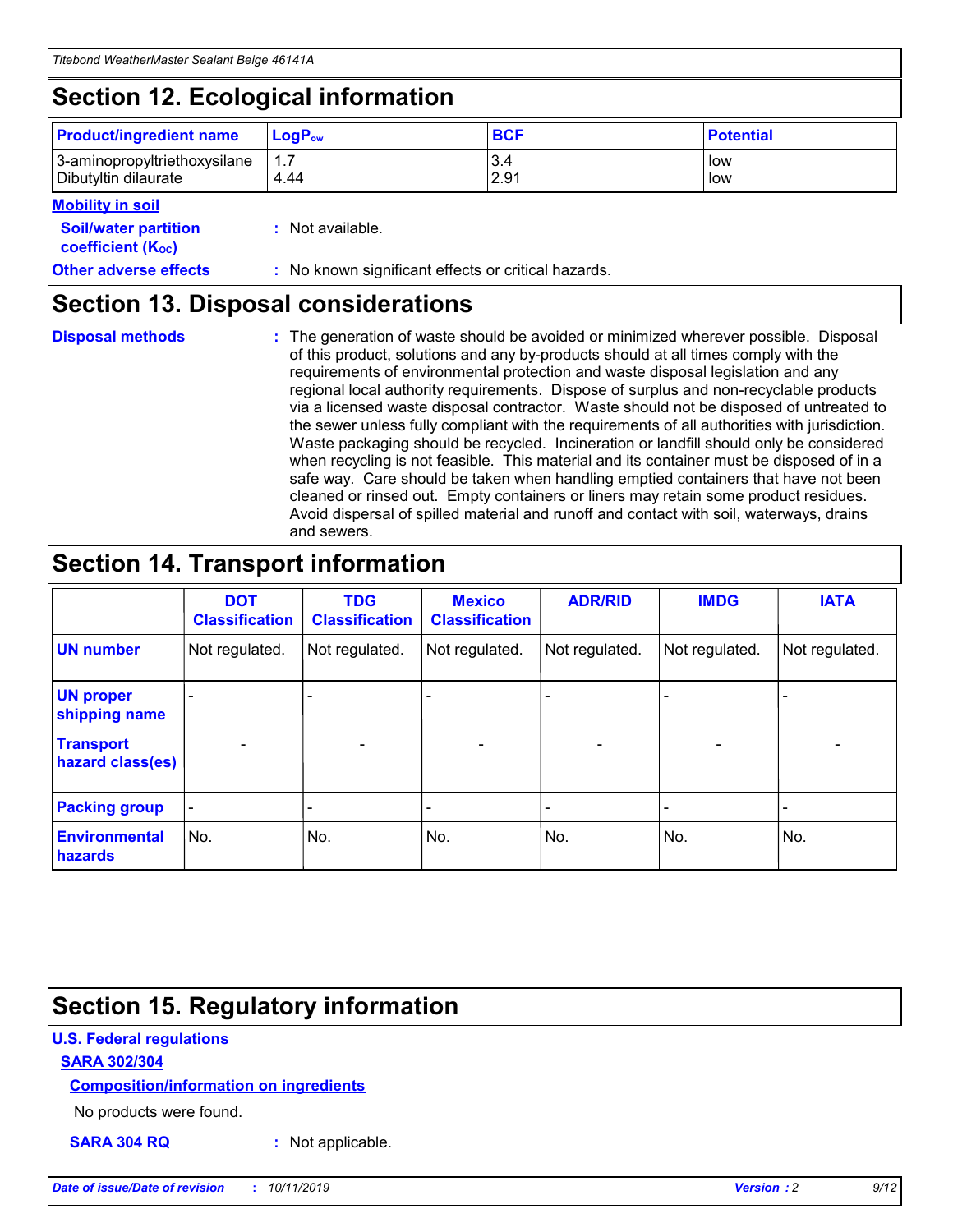## Section 12. Ecological information

| Product/ingredient name | $LogP_{ow}$ | BCF | Potential |
|---|---|---|---|
| 3-aminopropyltriethoxysilane | 1.7 | 3.4 | low |
| Dibutyltin dilaurate | 4.44 | 2.91 | low |

**Mobility in soil**

**Soil/water partition coefficient ($K_{OC}$)** : Not available.

**Other adverse effects** : No known significant effects or critical hazards.

## Section 13. Disposal considerations

**Disposal methods** : The generation of waste should be avoided or minimized wherever possible. Disposal of this product, solutions and any by-products should at all times comply with the requirements of environmental protection and waste disposal legislation and any regional local authority requirements. Dispose of surplus and non-recyclable products via a licensed waste disposal contractor. Waste should not be disposed of untreated to the sewer unless fully compliant with the requirements of all authorities with jurisdiction. Waste packaging should be recycled. Incineration or landfill should only be considered when recycling is not feasible. This material and its container must be disposed of in a safe way. Care should be taken when handling emptied containers that have not been cleaned or rinsed out. Empty containers or liners may retain some product residues. Avoid dispersal of spilled material and runoff and contact with soil, waterways, drains and sewers.

## Section 14. Transport information

| | DOT Classification | TDG Classification | Mexico Classification | ADR/RID | IMDG | IATA |
|---|---|---|---|---|---|---|
| UN number | Not regulated. | Not regulated. | Not regulated. | Not regulated. | Not regulated. | Not regulated. |
| UN proper shipping name | - | - | - | - | - | - |
| Transport hazard class(es) | - | - | - | - | - | - |
| Packing group | - | - | - | - | - | - |
| Environmental hazards | No. | No. | No. | No. | No. | No. |

## Section 15. Regulatory information

**U.S. Federal regulations**

**SARA 302/304**

**Composition/information on ingredients**

No products were found.

**SARA 304 RQ** : Not applicable.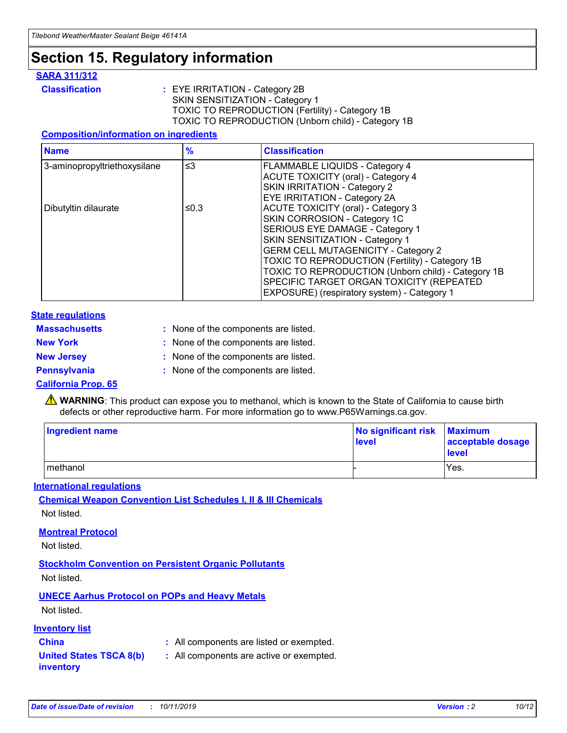# Section 15. Regulatory information

**SARA 311/312**

**Classification** : EYE IRRITATION - Category 2B
SKIN SENSITIZATION - Category 1
TOXIC TO REPRODUCTION (Fertility) - Category 1B
TOXIC TO REPRODUCTION (Unborn child) - Category 1B

**Composition/information on ingredients**

| Name | % | Classification |
|---|---|---|
| 3-aminopropyltriethoxysilane | ≤3 | FLAMMABLE LIQUIDS - Category 4<br>ACUTE TOXICITY (oral) - Category 4<br>SKIN IRRITATION - Category 2<br>EYE IRRITATION - Category 2A |
| Dibutyltin dilaurate | ≤0.3 | ACUTE TOXICITY (oral) - Category 3<br>SKIN CORROSION - Category 1C<br>SERIOUS EYE DAMAGE - Category 1<br>SKIN SENSITIZATION - Category 1<br>GERM CELL MUTAGENICITY - Category 2<br>TOXIC TO REPRODUCTION (Fertility) - Category 1B<br>TOXIC TO REPRODUCTION (Unborn child) - Category 1B<br>SPECIFIC TARGET ORGAN TOXICITY (REPEATED EXPOSURE) (respiratory system) - Category 1 |

**State regulations**

**Massachusetts** : None of the components are listed.

**New York** : None of the components are listed.

**New Jersey** : None of the components are listed.

**Pennsylvania** : None of the components are listed.

**California Prop. 65**

⚠ **WARNING**: This product can expose you to methanol, which is known to the State of California to cause birth defects or other reproductive harm. For more information go to www.P65Warnings.ca.gov.

| Ingredient name | No significant risk level | Maximum acceptable dosage level |
|---|---|---|
| methanol | - | Yes. |

**International regulations**

**Chemical Weapon Convention List Schedules I, II & III Chemicals**

Not listed.

**Montreal Protocol**

Not listed.

**Stockholm Convention on Persistent Organic Pollutants**

Not listed.

**UNECE Aarhus Protocol on POPs and Heavy Metals**

Not listed.

**Inventory list**

**China** : All components are listed or exempted.

**United States TSCA 8(b) inventory** : All components are active or exempted.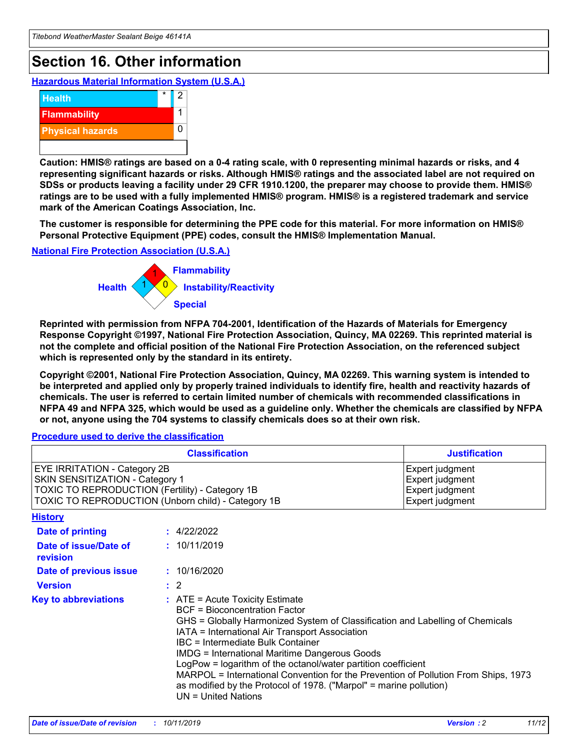# Section 16. Other information

### Hazardous Material Information System (U.S.A.)

| | | |
|---|---|---|
| Health | * | 2 |
| Flammability | | 1 |
| Physical hazards | | 0 |

**Caution: HMIS® ratings are based on a 0-4 rating scale, with 0 representing minimal hazards or risks, and 4 representing significant hazards or risks. Although HMIS® ratings and the associated label are not required on SDSs or products leaving a facility under 29 CFR 1910.1200, the preparer may choose to provide them. HMIS® ratings are to be used with a fully implemented HMIS® program. HMIS® is a registered trademark and service mark of the American Coatings Association, Inc.**

**The customer is responsible for determining the PPE code for this material. For more information on HMIS® Personal Protective Equipment (PPE) codes, consult the HMIS® Implementation Manual.**

### National Fire Protection Association (U.S.A.)

Health: 1
Flammability: 1
Instability/Reactivity: 0
Special:

**Reprinted with permission from NFPA 704-2001, Identification of the Hazards of Materials for Emergency Response Copyright ©1997, National Fire Protection Association, Quincy, MA 02269. This reprinted material is not the complete and official position of the National Fire Protection Association, on the referenced subject which is represented only by the standard in its entirety.**

**Copyright ©2001, National Fire Protection Association, Quincy, MA 02269. This warning system is intended to be interpreted and applied only by properly trained individuals to identify fire, health and reactivity hazards of chemicals. The user is referred to certain limited number of chemicals with recommended classifications in NFPA 49 and NFPA 325, which would be used as a guideline only. Whether the chemicals are classified by NFPA or not, anyone using the 704 systems to classify chemicals does so at their own risk.**

### Procedure used to derive the classification

| Classification | Justification |
|---|---|
| EYE IRRITATION - Category 2B | Expert judgment |
| SKIN SENSITIZATION - Category 1 | Expert judgment |
| TOXIC TO REPRODUCTION (Fertility) - Category 1B | Expert judgment |
| TOXIC TO REPRODUCTION (Unborn child) - Category 1B | Expert judgment |

### History

**Date of printing** : 4/22/2022

**Date of issue/Date of revision** : 10/11/2019

**Date of previous issue** : 10/16/2020

**Version** : 2

**Key to abbreviations** :
- ATE = Acute Toxicity Estimate
- BCF = Bioconcentration Factor
- GHS = Globally Harmonized System of Classification and Labelling of Chemicals
- IATA = International Air Transport Association
- IBC = Intermediate Bulk Container
- IMDG = International Maritime Dangerous Goods
- LogPow = logarithm of the octanol/water partition coefficient
- MARPOL = International Convention for the Prevention of Pollution From Ships, 1973 as modified by the Protocol of 1978. ("Marpol" = marine pollution)
- UN = United Nations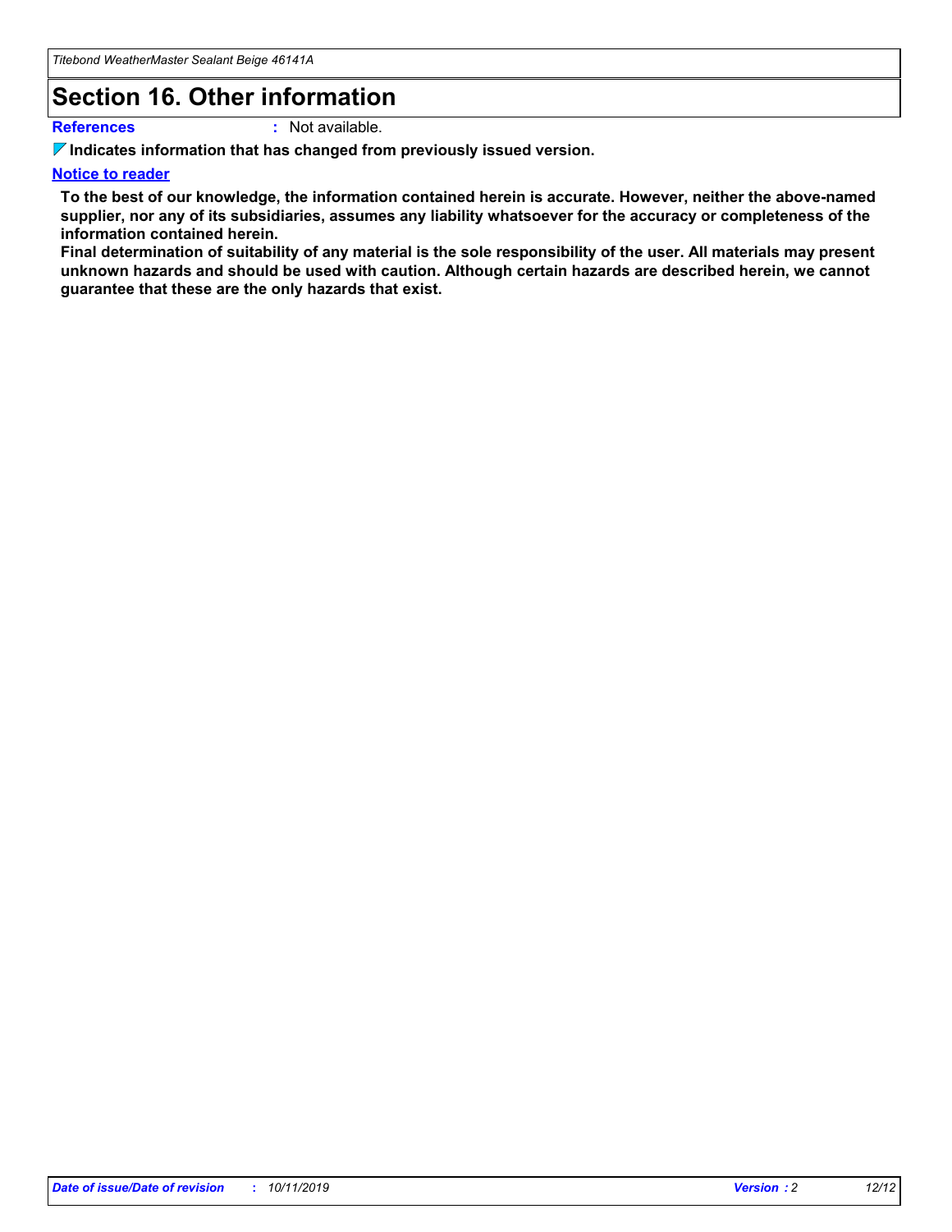# Section 16. Other information

**References** : Not available.

**Indicates information that has changed from previously issued version.**

**Notice to reader**

**To the best of our knowledge, the information contained herein is accurate. However, neither the above-named supplier, nor any of its subsidiaries, assumes any liability whatsoever for the accuracy or completeness of the information contained herein.**

**Final determination of suitability of any material is the sole responsibility of the user. All materials may present unknown hazards and should be used with caution. Although certain hazards are described herein, we cannot guarantee that these are the only hazards that exist.**